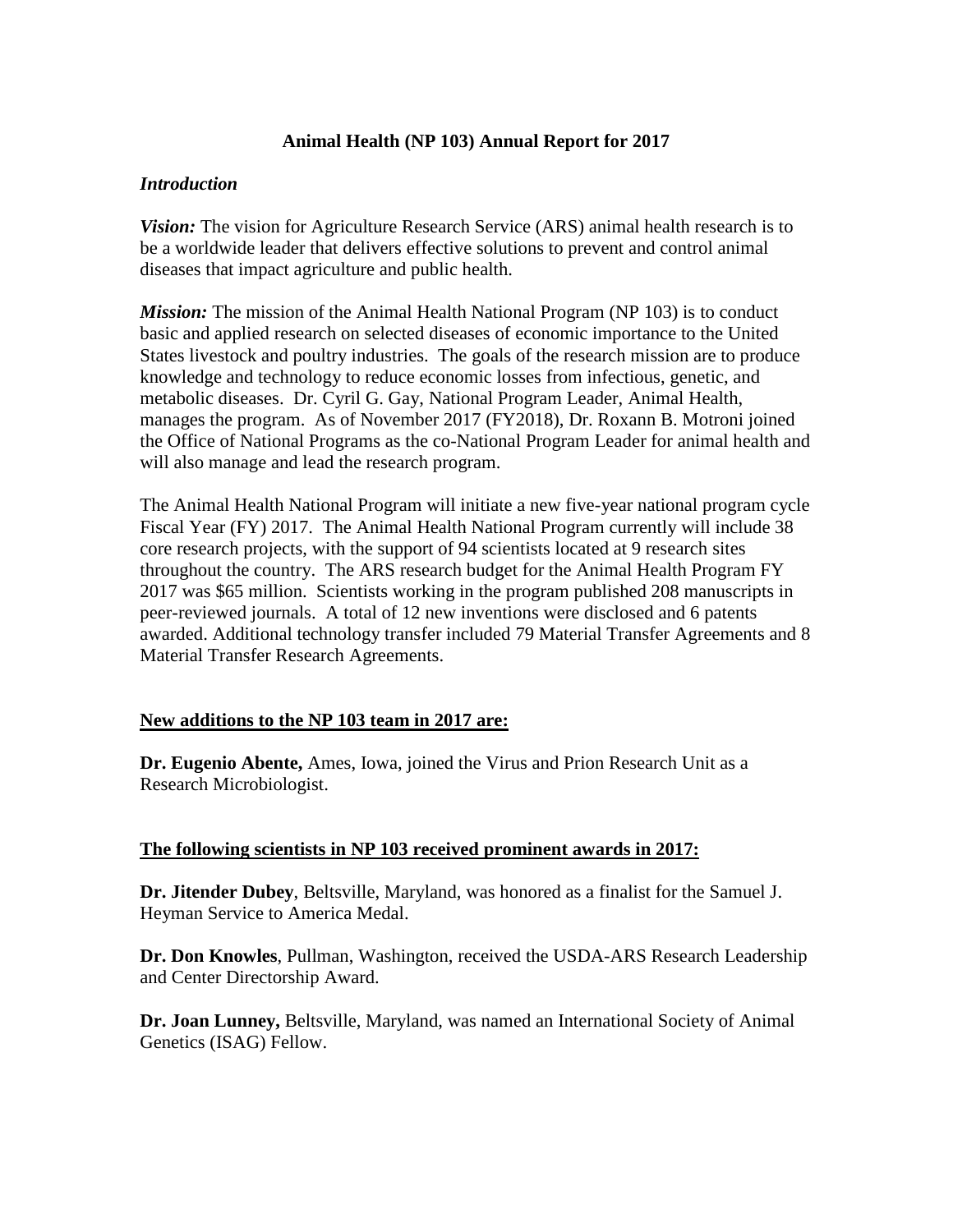# Animal Health (NP 103) Annual Report for 2017

## *Introduction*

***Vision:*** The vision for Agriculture Research Service (ARS) animal health research is to be a worldwide leader that delivers effective solutions to prevent and control animal diseases that impact agriculture and public health.

***Mission:*** The mission of the Animal Health National Program (NP 103) is to conduct basic and applied research on selected diseases of economic importance to the United States livestock and poultry industries. The goals of the research mission are to produce knowledge and technology to reduce economic losses from infectious, genetic, and metabolic diseases. Dr. Cyril G. Gay, National Program Leader, Animal Health, manages the program. As of November 2017 (FY2018), Dr. Roxann B. Motroni joined the Office of National Programs as the co-National Program Leader for animal health and will also manage and lead the research program.

The Animal Health National Program will initiate a new five-year national program cycle Fiscal Year (FY) 2017. The Animal Health National Program currently will include 38 core research projects, with the support of 94 scientists located at 9 research sites throughout the country. The ARS research budget for the Animal Health Program FY 2017 was $65 million. Scientists working in the program published 208 manuscripts in peer-reviewed journals. A total of 12 new inventions were disclosed and 6 patents awarded. Additional technology transfer included 79 Material Transfer Agreements and 8 Material Transfer Research Agreements.

## <u>New additions to the NP 103 team in 2017 are:</u>

**Dr. Eugenio Abente,** Ames, Iowa, joined the Virus and Prion Research Unit as a Research Microbiologist.

## <u>The following scientists in NP 103 received prominent awards in 2017:</u>

**Dr. Jitender Dubey**, Beltsville, Maryland, was honored as a finalist for the Samuel J. Heyman Service to America Medal.

**Dr. Don Knowles**, Pullman, Washington, received the USDA-ARS Research Leadership and Center Directorship Award.

**Dr. Joan Lunney,** Beltsville, Maryland, was named an International Society of Animal Genetics (ISAG) Fellow.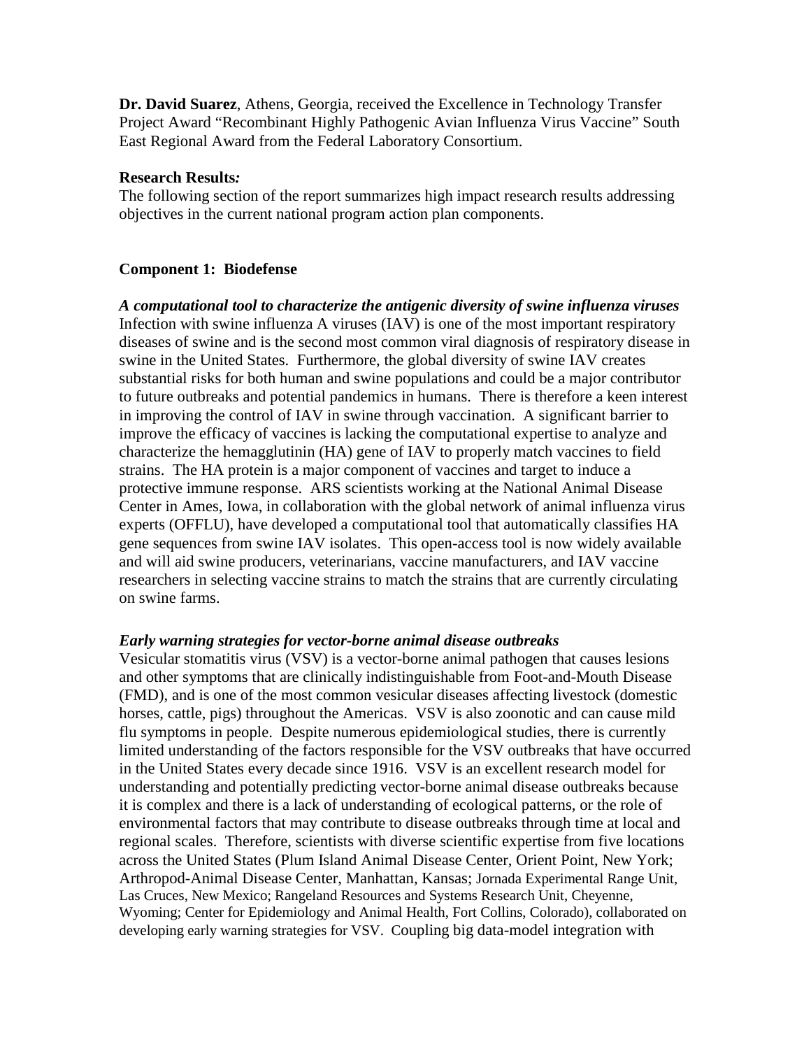**Dr. David Suarez**, Athens, Georgia, received the Excellence in Technology Transfer Project Award "Recombinant Highly Pathogenic Avian Influenza Virus Vaccine" South East Regional Award from the Federal Laboratory Consortium.

**Research Results*:***

The following section of the report summarizes high impact research results addressing objectives in the current national program action plan components.

**Component 1: Biodefense**

***A computational tool to characterize the antigenic diversity of swine influenza viruses***

Infection with swine influenza A viruses (IAV) is one of the most important respiratory diseases of swine and is the second most common viral diagnosis of respiratory disease in swine in the United States. Furthermore, the global diversity of swine IAV creates substantial risks for both human and swine populations and could be a major contributor to future outbreaks and potential pandemics in humans. There is therefore a keen interest in improving the control of IAV in swine through vaccination. A significant barrier to improve the efficacy of vaccines is lacking the computational expertise to analyze and characterize the hemagglutinin (HA) gene of IAV to properly match vaccines to field strains. The HA protein is a major component of vaccines and target to induce a protective immune response. ARS scientists working at the National Animal Disease Center in Ames, Iowa, in collaboration with the global network of animal influenza virus experts (OFFLU), have developed a computational tool that automatically classifies HA gene sequences from swine IAV isolates. This open-access tool is now widely available and will aid swine producers, veterinarians, vaccine manufacturers, and IAV vaccine researchers in selecting vaccine strains to match the strains that are currently circulating on swine farms.

***Early warning strategies for vector-borne animal disease outbreaks***

Vesicular stomatitis virus (VSV) is a vector-borne animal pathogen that causes lesions and other symptoms that are clinically indistinguishable from Foot-and-Mouth Disease (FMD), and is one of the most common vesicular diseases affecting livestock (domestic horses, cattle, pigs) throughout the Americas. VSV is also zoonotic and can cause mild flu symptoms in people. Despite numerous epidemiological studies, there is currently limited understanding of the factors responsible for the VSV outbreaks that have occurred in the United States every decade since 1916. VSV is an excellent research model for understanding and potentially predicting vector-borne animal disease outbreaks because it is complex and there is a lack of understanding of ecological patterns, or the role of environmental factors that may contribute to disease outbreaks through time at local and regional scales. Therefore, scientists with diverse scientific expertise from five locations across the United States (Plum Island Animal Disease Center, Orient Point, New York; Arthropod-Animal Disease Center, Manhattan, Kansas; Jornada Experimental Range Unit, Las Cruces, New Mexico; Rangeland Resources and Systems Research Unit, Cheyenne, Wyoming; Center for Epidemiology and Animal Health, Fort Collins, Colorado), collaborated on developing early warning strategies for VSV. Coupling big data-model integration with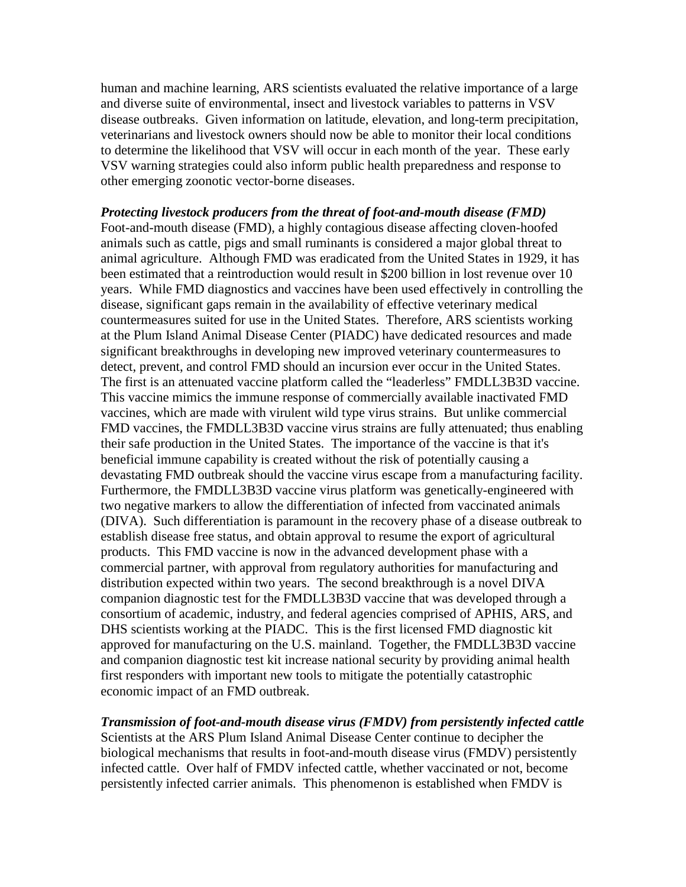human and machine learning, ARS scientists evaluated the relative importance of a large and diverse suite of environmental, insect and livestock variables to patterns in VSV disease outbreaks. Given information on latitude, elevation, and long-term precipitation, veterinarians and livestock owners should now be able to monitor their local conditions to determine the likelihood that VSV will occur in each month of the year. These early VSV warning strategies could also inform public health preparedness and response to other emerging zoonotic vector-borne diseases.

***Protecting livestock producers from the threat of foot-and-mouth disease (FMD)***
Foot-and-mouth disease (FMD), a highly contagious disease affecting cloven-hoofed animals such as cattle, pigs and small ruminants is considered a major global threat to animal agriculture. Although FMD was eradicated from the United States in 1929, it has been estimated that a reintroduction would result in $200 billion in lost revenue over 10 years. While FMD diagnostics and vaccines have been used effectively in controlling the disease, significant gaps remain in the availability of effective veterinary medical countermeasures suited for use in the United States. Therefore, ARS scientists working at the Plum Island Animal Disease Center (PIADC) have dedicated resources and made significant breakthroughs in developing new improved veterinary countermeasures to detect, prevent, and control FMD should an incursion ever occur in the United States. The first is an attenuated vaccine platform called the "leaderless" FMDLL3B3D vaccine. This vaccine mimics the immune response of commercially available inactivated FMD vaccines, which are made with virulent wild type virus strains. But unlike commercial FMD vaccines, the FMDLL3B3D vaccine virus strains are fully attenuated; thus enabling their safe production in the United States. The importance of the vaccine is that it's beneficial immune capability is created without the risk of potentially causing a devastating FMD outbreak should the vaccine virus escape from a manufacturing facility. Furthermore, the FMDLL3B3D vaccine virus platform was genetically-engineered with two negative markers to allow the differentiation of infected from vaccinated animals (DIVA). Such differentiation is paramount in the recovery phase of a disease outbreak to establish disease free status, and obtain approval to resume the export of agricultural products. This FMD vaccine is now in the advanced development phase with a commercial partner, with approval from regulatory authorities for manufacturing and distribution expected within two years. The second breakthrough is a novel DIVA companion diagnostic test for the FMDLL3B3D vaccine that was developed through a consortium of academic, industry, and federal agencies comprised of APHIS, ARS, and DHS scientists working at the PIADC. This is the first licensed FMD diagnostic kit approved for manufacturing on the U.S. mainland. Together, the FMDLL3B3D vaccine and companion diagnostic test kit increase national security by providing animal health first responders with important new tools to mitigate the potentially catastrophic economic impact of an FMD outbreak.

***Transmission of foot-and-mouth disease virus (FMDV) from persistently infected cattle***
Scientists at the ARS Plum Island Animal Disease Center continue to decipher the biological mechanisms that results in foot-and-mouth disease virus (FMDV) persistently infected cattle. Over half of FMDV infected cattle, whether vaccinated or not, become persistently infected carrier animals. This phenomenon is established when FMDV is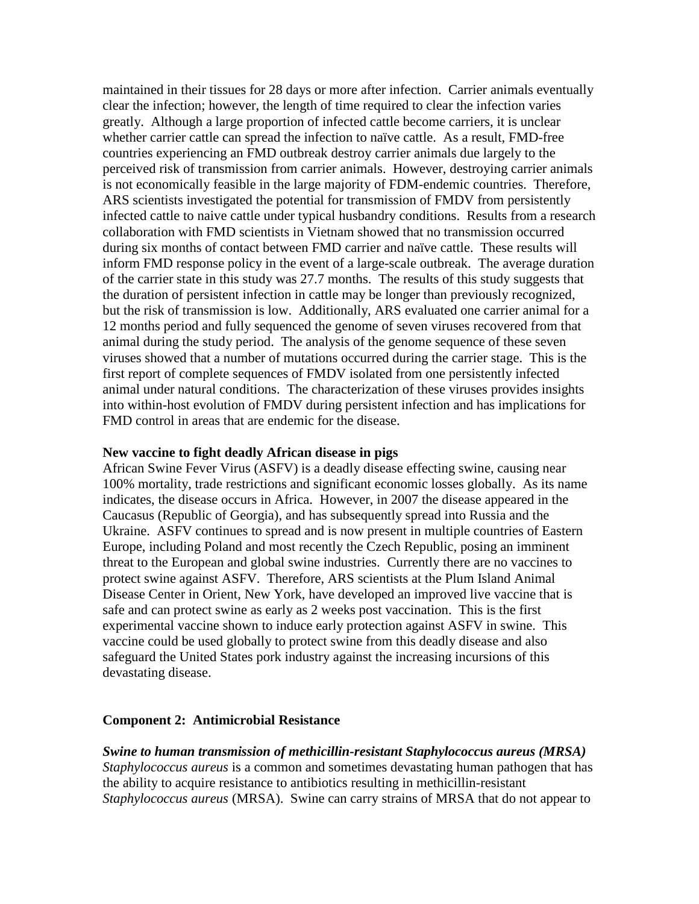maintained in their tissues for 28 days or more after infection. Carrier animals eventually clear the infection; however, the length of time required to clear the infection varies greatly. Although a large proportion of infected cattle become carriers, it is unclear whether carrier cattle can spread the infection to naïve cattle. As a result, FMD-free countries experiencing an FMD outbreak destroy carrier animals due largely to the perceived risk of transmission from carrier animals. However, destroying carrier animals is not economically feasible in the large majority of FDM-endemic countries. Therefore, ARS scientists investigated the potential for transmission of FMDV from persistently infected cattle to naive cattle under typical husbandry conditions. Results from a research collaboration with FMD scientists in Vietnam showed that no transmission occurred during six months of contact between FMD carrier and naïve cattle. These results will inform FMD response policy in the event of a large-scale outbreak. The average duration of the carrier state in this study was 27.7 months. The results of this study suggests that the duration of persistent infection in cattle may be longer than previously recognized, but the risk of transmission is low. Additionally, ARS evaluated one carrier animal for a 12 months period and fully sequenced the genome of seven viruses recovered from that animal during the study period. The analysis of the genome sequence of these seven viruses showed that a number of mutations occurred during the carrier stage. This is the first report of complete sequences of FMDV isolated from one persistently infected animal under natural conditions. The characterization of these viruses provides insights into within-host evolution of FMDV during persistent infection and has implications for FMD control in areas that are endemic for the disease.

**New vaccine to fight deadly African disease in pigs**
African Swine Fever Virus (ASFV) is a deadly disease effecting swine, causing near 100% mortality, trade restrictions and significant economic losses globally. As its name indicates, the disease occurs in Africa. However, in 2007 the disease appeared in the Caucasus (Republic of Georgia), and has subsequently spread into Russia and the Ukraine. ASFV continues to spread and is now present in multiple countries of Eastern Europe, including Poland and most recently the Czech Republic, posing an imminent threat to the European and global swine industries. Currently there are no vaccines to protect swine against ASFV. Therefore, ARS scientists at the Plum Island Animal Disease Center in Orient, New York, have developed an improved live vaccine that is safe and can protect swine as early as 2 weeks post vaccination. This is the first experimental vaccine shown to induce early protection against ASFV in swine. This vaccine could be used globally to protect swine from this deadly disease and also safeguard the United States pork industry against the increasing incursions of this devastating disease.

**Component 2: Antimicrobial Resistance**

***Swine to human transmission of methicillin-resistant Staphylococcus aureus (MRSA)***
*Staphylococcus aureus* is a common and sometimes devastating human pathogen that has the ability to acquire resistance to antibiotics resulting in methicillin-resistant *Staphylococcus aureus* (MRSA). Swine can carry strains of MRSA that do not appear to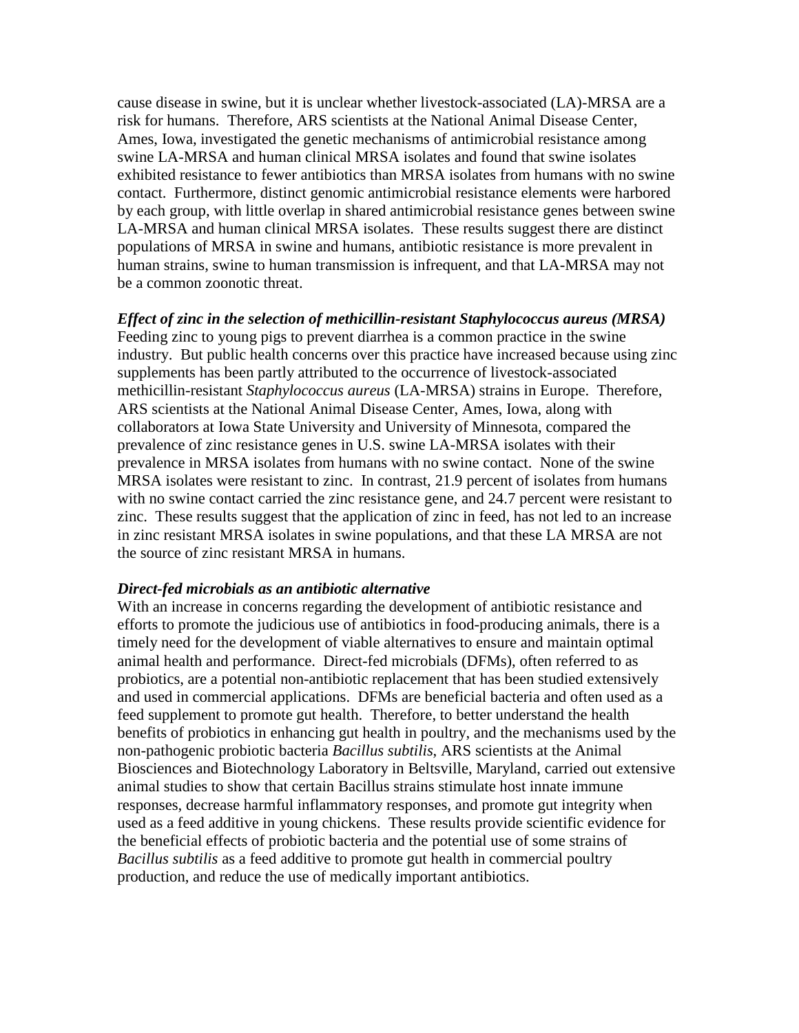cause disease in swine, but it is unclear whether livestock-associated (LA)-MRSA are a risk for humans. Therefore, ARS scientists at the National Animal Disease Center, Ames, Iowa, investigated the genetic mechanisms of antimicrobial resistance among swine LA-MRSA and human clinical MRSA isolates and found that swine isolates exhibited resistance to fewer antibiotics than MRSA isolates from humans with no swine contact. Furthermore, distinct genomic antimicrobial resistance elements were harbored by each group, with little overlap in shared antimicrobial resistance genes between swine LA-MRSA and human clinical MRSA isolates. These results suggest there are distinct populations of MRSA in swine and humans, antibiotic resistance is more prevalent in human strains, swine to human transmission is infrequent, and that LA-MRSA may not be a common zoonotic threat.

***Effect of zinc in the selection of methicillin-resistant Staphylococcus aureus (MRSA)***
Feeding zinc to young pigs to prevent diarrhea is a common practice in the swine industry. But public health concerns over this practice have increased because using zinc supplements has been partly attributed to the occurrence of livestock-associated methicillin-resistant *Staphylococcus aureus* (LA-MRSA) strains in Europe. Therefore, ARS scientists at the National Animal Disease Center, Ames, Iowa, along with collaborators at Iowa State University and University of Minnesota, compared the prevalence of zinc resistance genes in U.S. swine LA-MRSA isolates with their prevalence in MRSA isolates from humans with no swine contact. None of the swine MRSA isolates were resistant to zinc. In contrast, 21.9 percent of isolates from humans with no swine contact carried the zinc resistance gene, and 24.7 percent were resistant to zinc. These results suggest that the application of zinc in feed, has not led to an increase in zinc resistant MRSA isolates in swine populations, and that these LA MRSA are not the source of zinc resistant MRSA in humans.

***Direct-fed microbials as an antibiotic alternative***
With an increase in concerns regarding the development of antibiotic resistance and efforts to promote the judicious use of antibiotics in food-producing animals, there is a timely need for the development of viable alternatives to ensure and maintain optimal animal health and performance. Direct-fed microbials (DFMs), often referred to as probiotics, are a potential non-antibiotic replacement that has been studied extensively and used in commercial applications. DFMs are beneficial bacteria and often used as a feed supplement to promote gut health. Therefore, to better understand the health benefits of probiotics in enhancing gut health in poultry, and the mechanisms used by the non-pathogenic probiotic bacteria *Bacillus subtilis*, ARS scientists at the Animal Biosciences and Biotechnology Laboratory in Beltsville, Maryland, carried out extensive animal studies to show that certain Bacillus strains stimulate host innate immune responses, decrease harmful inflammatory responses, and promote gut integrity when used as a feed additive in young chickens. These results provide scientific evidence for the beneficial effects of probiotic bacteria and the potential use of some strains of *Bacillus subtilis* as a feed additive to promote gut health in commercial poultry production, and reduce the use of medically important antibiotics.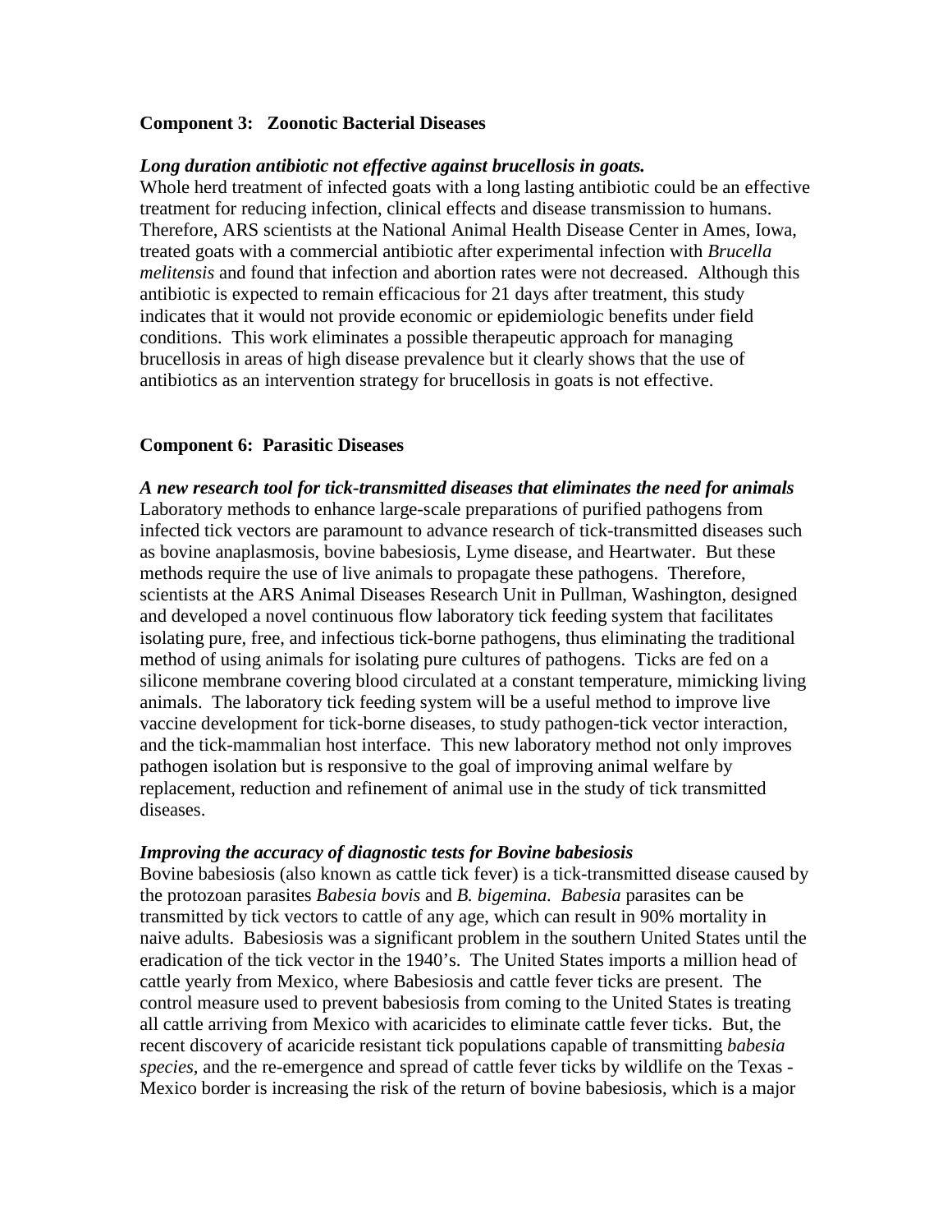## Component 3: Zoonotic Bacterial Diseases

***Long duration antibiotic not effective against brucellosis in goats.***

Whole herd treatment of infected goats with a long lasting antibiotic could be an effective treatment for reducing infection, clinical effects and disease transmission to humans. Therefore, ARS scientists at the National Animal Health Disease Center in Ames, Iowa, treated goats with a commercial antibiotic after experimental infection with *Brucella melitensis* and found that infection and abortion rates were not decreased. Although this antibiotic is expected to remain efficacious for 21 days after treatment, this study indicates that it would not provide economic or epidemiologic benefits under field conditions. This work eliminates a possible therapeutic approach for managing brucellosis in areas of high disease prevalence but it clearly shows that the use of antibiotics as an intervention strategy for brucellosis in goats is not effective.

## Component 6: Parasitic Diseases

***A new research tool for tick-transmitted diseases that eliminates the need for animals***

Laboratory methods to enhance large-scale preparations of purified pathogens from infected tick vectors are paramount to advance research of tick-transmitted diseases such as bovine anaplasmosis, bovine babesiosis, Lyme disease, and Heartwater. But these methods require the use of live animals to propagate these pathogens. Therefore, scientists at the ARS Animal Diseases Research Unit in Pullman, Washington, designed and developed a novel continuous flow laboratory tick feeding system that facilitates isolating pure, free, and infectious tick-borne pathogens, thus eliminating the traditional method of using animals for isolating pure cultures of pathogens. Ticks are fed on a silicone membrane covering blood circulated at a constant temperature, mimicking living animals. The laboratory tick feeding system will be a useful method to improve live vaccine development for tick-borne diseases, to study pathogen-tick vector interaction, and the tick-mammalian host interface. This new laboratory method not only improves pathogen isolation but is responsive to the goal of improving animal welfare by replacement, reduction and refinement of animal use in the study of tick transmitted diseases.

***Improving the accuracy of diagnostic tests for Bovine babesiosis***

Bovine babesiosis (also known as cattle tick fever) is a tick-transmitted disease caused by the protozoan parasites *Babesia bovis* and *B. bigemina. Babesia* parasites can be transmitted by tick vectors to cattle of any age, which can result in 90% mortality in naive adults. Babesiosis was a significant problem in the southern United States until the eradication of the tick vector in the 1940's. The United States imports a million head of cattle yearly from Mexico, where Babesiosis and cattle fever ticks are present. The control measure used to prevent babesiosis from coming to the United States is treating all cattle arriving from Mexico with acaricides to eliminate cattle fever ticks. But, the recent discovery of acaricide resistant tick populations capable of transmitting *babesia species,* and the re-emergence and spread of cattle fever ticks by wildlife on the Texas - Mexico border is increasing the risk of the return of bovine babesiosis, which is a major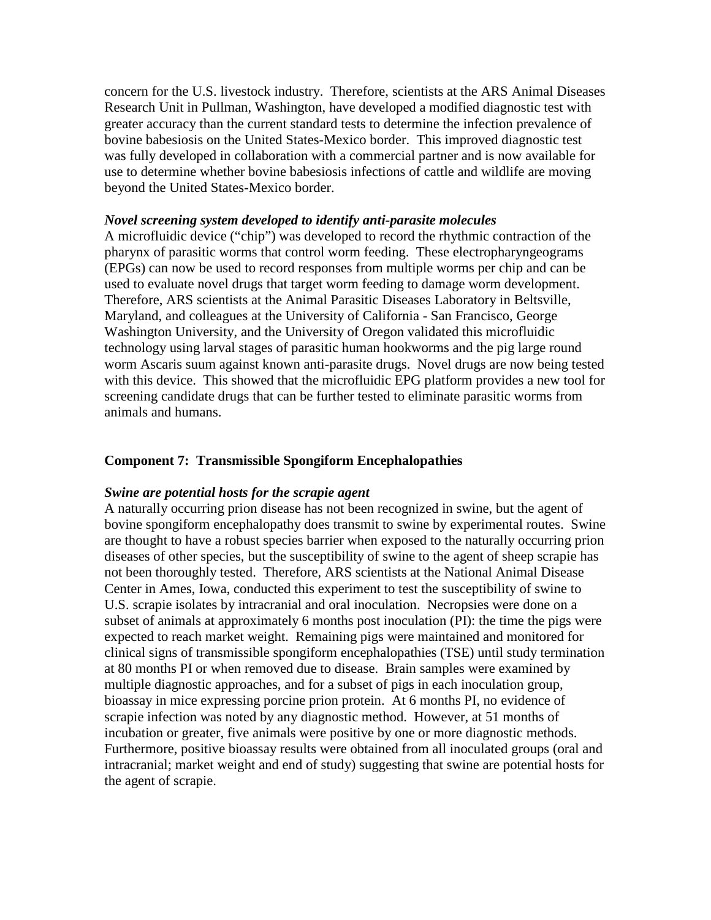concern for the U.S. livestock industry. Therefore, scientists at the ARS Animal Diseases Research Unit in Pullman, Washington, have developed a modified diagnostic test with greater accuracy than the current standard tests to determine the infection prevalence of bovine babesiosis on the United States-Mexico border. This improved diagnostic test was fully developed in collaboration with a commercial partner and is now available for use to determine whether bovine babesiosis infections of cattle and wildlife are moving beyond the United States-Mexico border.

***Novel screening system developed to identify anti-parasite molecules***

A microfluidic device ("chip") was developed to record the rhythmic contraction of the pharynx of parasitic worms that control worm feeding. These electropharyngeograms (EPGs) can now be used to record responses from multiple worms per chip and can be used to evaluate novel drugs that target worm feeding to damage worm development. Therefore, ARS scientists at the Animal Parasitic Diseases Laboratory in Beltsville, Maryland, and colleagues at the University of California - San Francisco, George Washington University, and the University of Oregon validated this microfluidic technology using larval stages of parasitic human hookworms and the pig large round worm Ascaris suum against known anti-parasite drugs. Novel drugs are now being tested with this device. This showed that the microfluidic EPG platform provides a new tool for screening candidate drugs that can be further tested to eliminate parasitic worms from animals and humans.

## Component 7: Transmissible Spongiform Encephalopathies

***Swine are potential hosts for the scrapie agent***

A naturally occurring prion disease has not been recognized in swine, but the agent of bovine spongiform encephalopathy does transmit to swine by experimental routes. Swine are thought to have a robust species barrier when exposed to the naturally occurring prion diseases of other species, but the susceptibility of swine to the agent of sheep scrapie has not been thoroughly tested. Therefore, ARS scientists at the National Animal Disease Center in Ames, Iowa, conducted this experiment to test the susceptibility of swine to U.S. scrapie isolates by intracranial and oral inoculation. Necropsies were done on a subset of animals at approximately 6 months post inoculation (PI): the time the pigs were expected to reach market weight. Remaining pigs were maintained and monitored for clinical signs of transmissible spongiform encephalopathies (TSE) until study termination at 80 months PI or when removed due to disease. Brain samples were examined by multiple diagnostic approaches, and for a subset of pigs in each inoculation group, bioassay in mice expressing porcine prion protein. At 6 months PI, no evidence of scrapie infection was noted by any diagnostic method. However, at 51 months of incubation or greater, five animals were positive by one or more diagnostic methods. Furthermore, positive bioassay results were obtained from all inoculated groups (oral and intracranial; market weight and end of study) suggesting that swine are potential hosts for the agent of scrapie.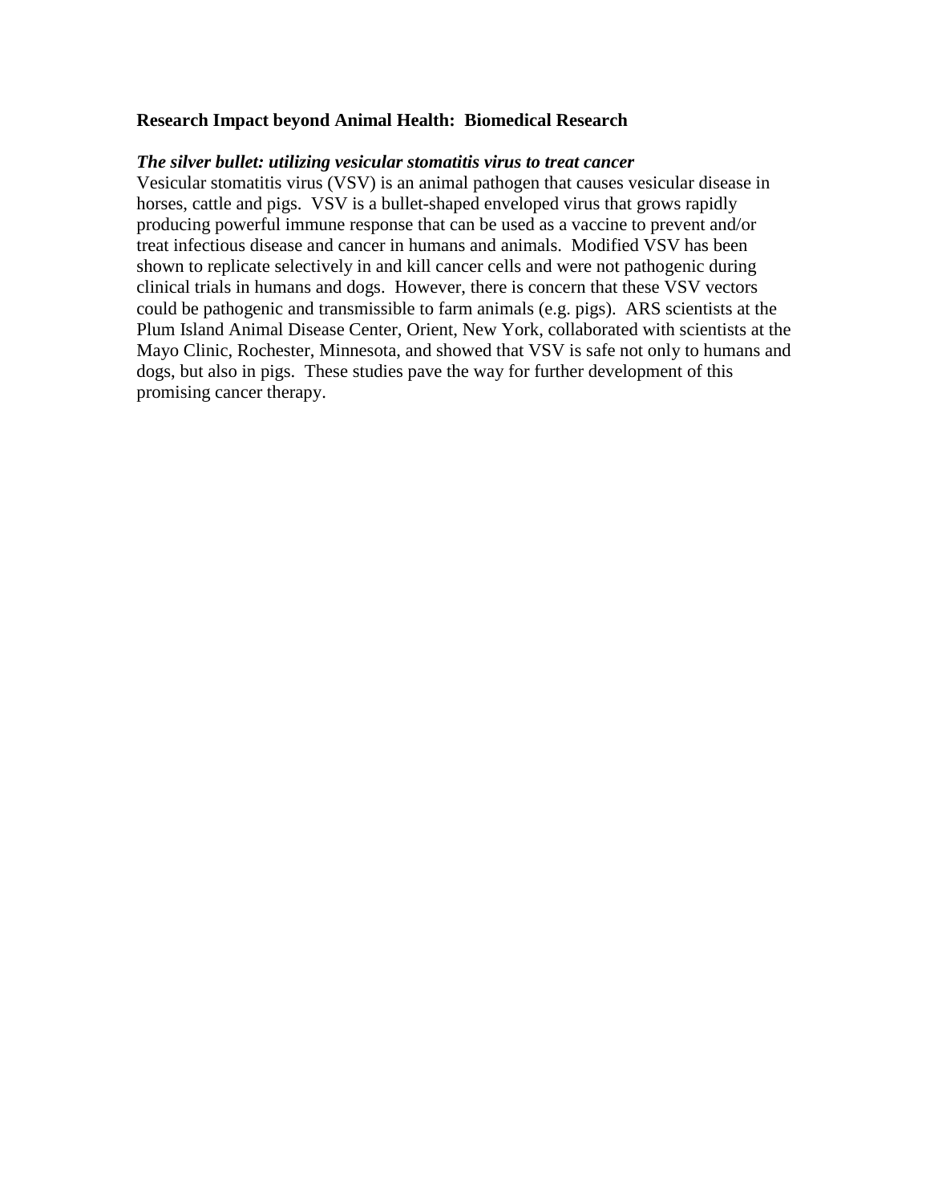**Research Impact beyond Animal Health: Biomedical Research**

***The silver bullet: utilizing vesicular stomatitis virus to treat cancer***

Vesicular stomatitis virus (VSV) is an animal pathogen that causes vesicular disease in horses, cattle and pigs. VSV is a bullet-shaped enveloped virus that grows rapidly producing powerful immune response that can be used as a vaccine to prevent and/or treat infectious disease and cancer in humans and animals. Modified VSV has been shown to replicate selectively in and kill cancer cells and were not pathogenic during clinical trials in humans and dogs. However, there is concern that these VSV vectors could be pathogenic and transmissible to farm animals (e.g. pigs). ARS scientists at the Plum Island Animal Disease Center, Orient, New York, collaborated with scientists at the Mayo Clinic, Rochester, Minnesota, and showed that VSV is safe not only to humans and dogs, but also in pigs. These studies pave the way for further development of this promising cancer therapy.